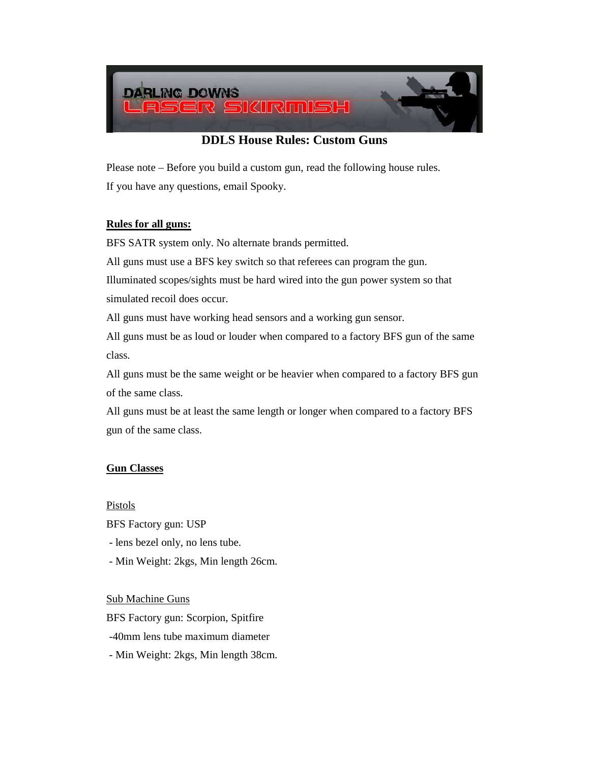## DDLS House Rules: Custom Guns

Please note – Before you build a custom gun, read the following house rules.
If you have any questions, email Spooky.

**Rules for all guns:**

BFS SATR system only. No alternate brands permitted.

All guns must use a BFS key switch so that referees can program the gun.

Illuminated scopes/sights must be hard wired into the gun power system so that simulated recoil does occur.

All guns must have working head sensors and a working gun sensor.

All guns must be as loud or louder when compared to a factory BFS gun of the same class.

All guns must be the same weight or be heavier when compared to a factory BFS gun of the same class.

All guns must be at least the same length or longer when compared to a factory BFS gun of the same class.

**Gun Classes**

Pistols

BFS Factory gun: USP

- lens bezel only, no lens tube.
- Min Weight: 2kgs, Min length 26cm.

Sub Machine Guns

BFS Factory gun: Scorpion, Spitfire

- 40mm lens tube maximum diameter
- Min Weight: 2kgs, Min length 38cm.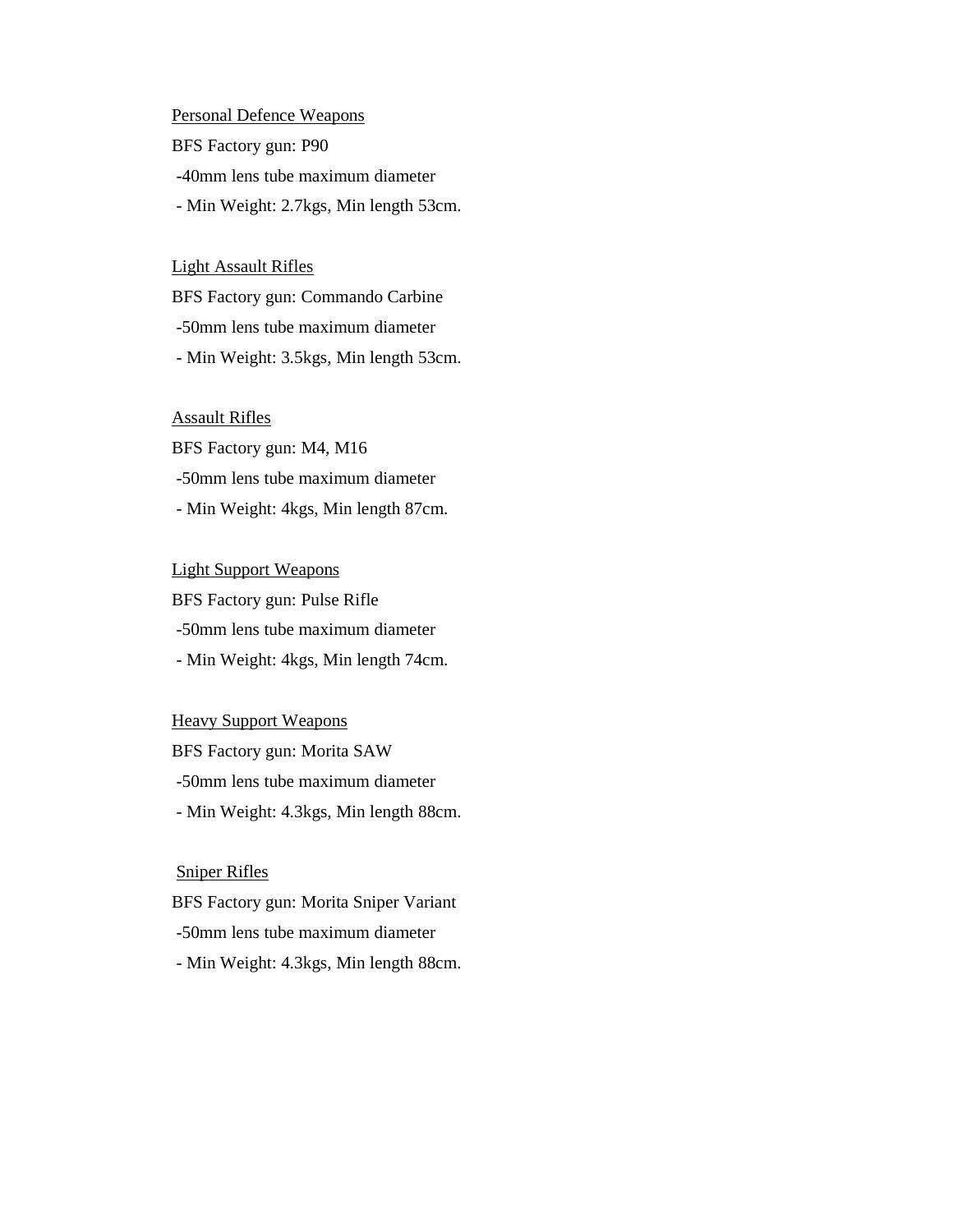<u>Personal Defence Weapons</u>

BFS Factory gun: P90

-40mm lens tube maximum diameter

- Min Weight: 2.7kgs, Min length 53cm.

<u>Light Assault Rifles</u>

BFS Factory gun: Commando Carbine

-50mm lens tube maximum diameter

- Min Weight: 3.5kgs, Min length 53cm.

<u>Assault Rifles</u>

BFS Factory gun: M4, M16

-50mm lens tube maximum diameter

- Min Weight: 4kgs, Min length 87cm.

<u>Light Support Weapons</u>

BFS Factory gun: Pulse Rifle

-50mm lens tube maximum diameter

- Min Weight: 4kgs, Min length 74cm.

<u>Heavy Support Weapons</u>

BFS Factory gun: Morita SAW

-50mm lens tube maximum diameter

- Min Weight: 4.3kgs, Min length 88cm.

<u>Sniper Rifles</u>

BFS Factory gun: Morita Sniper Variant

-50mm lens tube maximum diameter

- Min Weight: 4.3kgs, Min length 88cm.